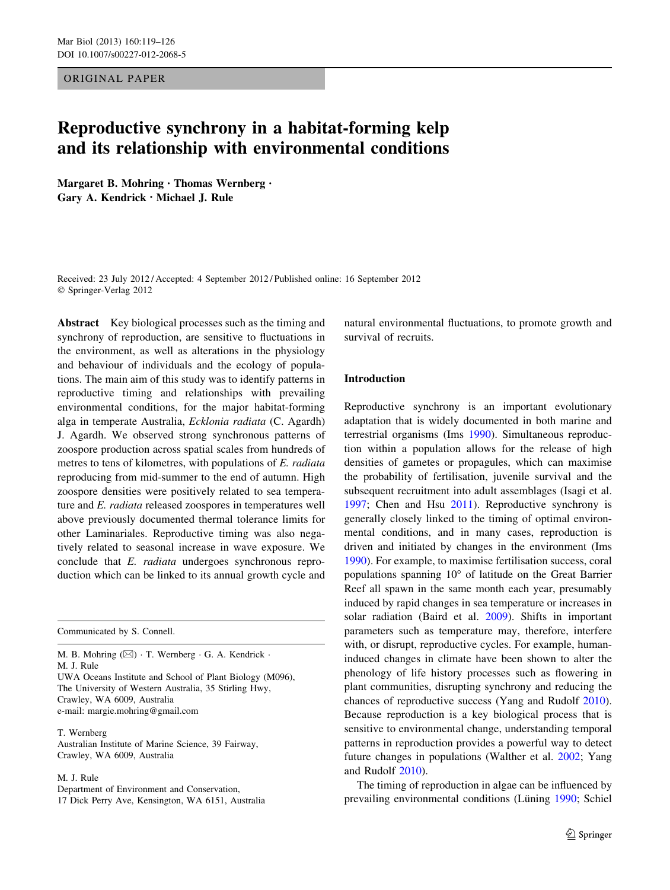ORIGINAL PAPER

# Reproductive synchrony in a habitat-forming kelp and its relationship with environmental conditions

**Margaret B. Mohring · Thomas Wernberg · Gary A. Kendrick · Michael J. Rule**

Received: 23 July 2012 / Accepted: 4 September 2012 / Published online: 16 September 2012
© Springer-Verlag 2012

**Abstract** Key biological processes such as the timing and synchrony of reproduction, are sensitive to fluctuations in the environment, as well as alterations in the physiology and behaviour of individuals and the ecology of populations. The main aim of this study was to identify patterns in reproductive timing and relationships with prevailing environmental conditions, for the major habitat-forming alga in temperate Australia, *Ecklonia radiata* (C. Agardh) J. Agardh. We observed strong synchronous patterns of zoospore production across spatial scales from hundreds of metres to tens of kilometres, with populations of *E. radiata* reproducing from mid-summer to the end of autumn. High zoospore densities were positively related to sea temperature and *E. radiata* released zoospores in temperatures well above previously documented thermal tolerance limits for other Laminariales. Reproductive timing was also negatively related to seasonal increase in wave exposure. We conclude that *E. radiata* undergoes synchronous reproduction which can be linked to its annual growth cycle and natural environmental fluctuations, to promote growth and survival of recruits.

Communicated by S. Connell.

M. B. Mohring (✉) · T. Wernberg · G. A. Kendrick · M. J. Rule
UWA Oceans Institute and School of Plant Biology (M096), The University of Western Australia, 35 Stirling Hwy, Crawley, WA 6009, Australia
e-mail: margie.mohring@gmail.com

T. Wernberg
Australian Institute of Marine Science, 39 Fairway, Crawley, WA 6009, Australia

M. J. Rule
Department of Environment and Conservation, 17 Dick Perry Ave, Kensington, WA 6151, Australia

## Introduction

Reproductive synchrony is an important evolutionary adaptation that is widely documented in both marine and terrestrial organisms (Ims 1990). Simultaneous reproduction within a population allows for the release of high densities of gametes or propagules, which can maximise the probability of fertilisation, juvenile survival and the subsequent recruitment into adult assemblages (Isagi et al. 1997; Chen and Hsu 2011). Reproductive synchrony is generally closely linked to the timing of optimal environmental conditions, and in many cases, reproduction is driven and initiated by changes in the environment (Ims 1990). For example, to maximise fertilisation success, coral populations spanning 10° of latitude on the Great Barrier Reef all spawn in the same month each year, presumably induced by rapid changes in sea temperature or increases in solar radiation (Baird et al. 2009). Shifts in important parameters such as temperature may, therefore, interfere with, or disrupt, reproductive cycles. For example, human-induced changes in climate have been shown to alter the phenology of life history processes such as flowering in plant communities, disrupting synchrony and reducing the chances of reproductive success (Yang and Rudolf 2010). Because reproduction is a key biological process that is sensitive to environmental change, understanding temporal patterns in reproduction provides a powerful way to detect future changes in populations (Walther et al. 2002; Yang and Rudolf 2010).

The timing of reproduction in algae can be influenced by prevailing environmental conditions (Lüning 1990; Schiel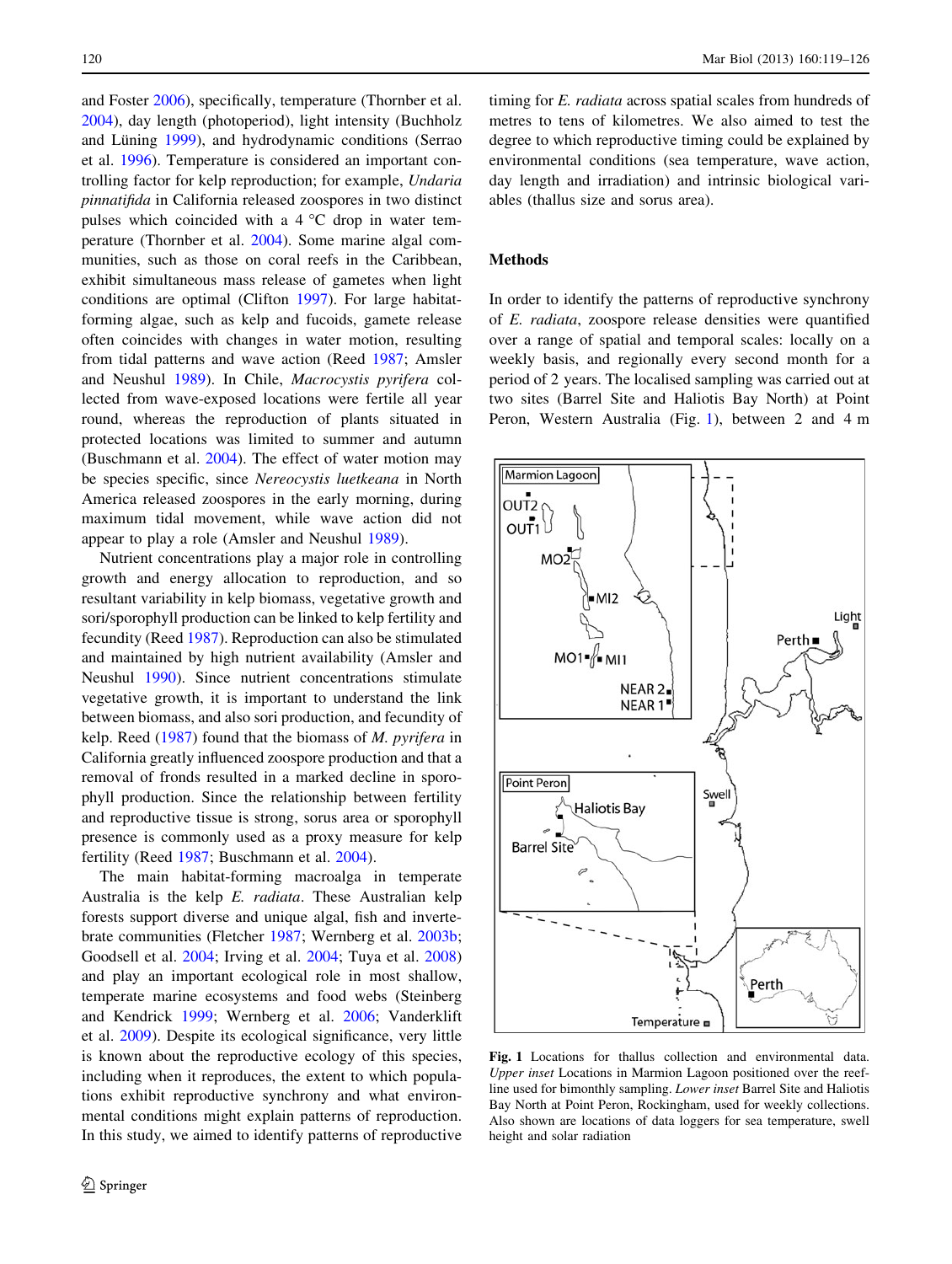and Foster 2006), specifically, temperature (Thornber et al. 2004), day length (photoperiod), light intensity (Buchholz and Lüning 1999), and hydrodynamic conditions (Serrao et al. 1996). Temperature is considered an important controlling factor for kelp reproduction; for example, *Undaria pinnatifida* in California released zoospores in two distinct pulses which coincided with a 4 °C drop in water temperature (Thornber et al. 2004). Some marine algal communities, such as those on coral reefs in the Caribbean, exhibit simultaneous mass release of gametes when light conditions are optimal (Clifton 1997). For large habitat-forming algae, such as kelp and fucoids, gamete release often coincides with changes in water motion, resulting from tidal patterns and wave action (Reed 1987; Amsler and Neushul 1989). In Chile, *Macrocystis pyrifera* collected from wave-exposed locations were fertile all year round, whereas the reproduction of plants situated in protected locations was limited to summer and autumn (Buschmann et al. 2004). The effect of water motion may be species specific, since *Nereocystis luetkeana* in North America released zoospores in the early morning, during maximum tidal movement, while wave action did not appear to play a role (Amsler and Neushul 1989).

Nutrient concentrations play a major role in controlling growth and energy allocation to reproduction, and so resultant variability in kelp biomass, vegetative growth and sori/sporophyll production can be linked to kelp fertility and fecundity (Reed 1987). Reproduction can also be stimulated and maintained by high nutrient availability (Amsler and Neushul 1990). Since nutrient concentrations stimulate vegetative growth, it is important to understand the link between biomass, and also sori production, and fecundity of kelp. Reed (1987) found that the biomass of *M. pyrifera* in California greatly influenced zoospore production and that a removal of fronds resulted in a marked decline in sporophyll production. Since the relationship between fertility and reproductive tissue is strong, sorus area or sporophyll presence is commonly used as a proxy measure for kelp fertility (Reed 1987; Buschmann et al. 2004).

The main habitat-forming macroalga in temperate Australia is the kelp *E. radiata*. These Australian kelp forests support diverse and unique algal, fish and invertebrate communities (Fletcher 1987; Wernberg et al. 2003b; Goodsell et al. 2004; Irving et al. 2004; Tuya et al. 2008) and play an important ecological role in most shallow, temperate marine ecosystems and food webs (Steinberg and Kendrick 1999; Wernberg et al. 2006; Vanderklift et al. 2009). Despite its ecological significance, very little is known about the reproductive ecology of this species, including when it reproduces, the extent to which populations exhibit reproductive synchrony and what environmental conditions might explain patterns of reproduction. In this study, we aimed to identify patterns of reproductive timing for *E. radiata* across spatial scales from hundreds of metres to tens of kilometres. We also aimed to test the degree to which reproductive timing could be explained by environmental conditions (sea temperature, wave action, day length and irradiation) and intrinsic biological variables (thallus size and sorus area).

## Methods

In order to identify the patterns of reproductive synchrony of *E. radiata*, zoospore release densities were quantified over a range of spatial and temporal scales: locally on a weekly basis, and regionally every second month for a period of 2 years. The localised sampling was carried out at two sites (Barrel Site and Haliotis Bay North) at Point Peron, Western Australia (Fig. 1), between 2 and 4 m

**Fig. 1** Locations for thallus collection and environmental data. *Upper inset* Locations in Marmion Lagoon positioned over the reef-line used for bimonthly sampling. *Lower inset* Barrel Site and Haliotis Bay North at Point Peron, Rockingham, used for weekly collections. Also shown are locations of data loggers for sea temperature, swell height and solar radiation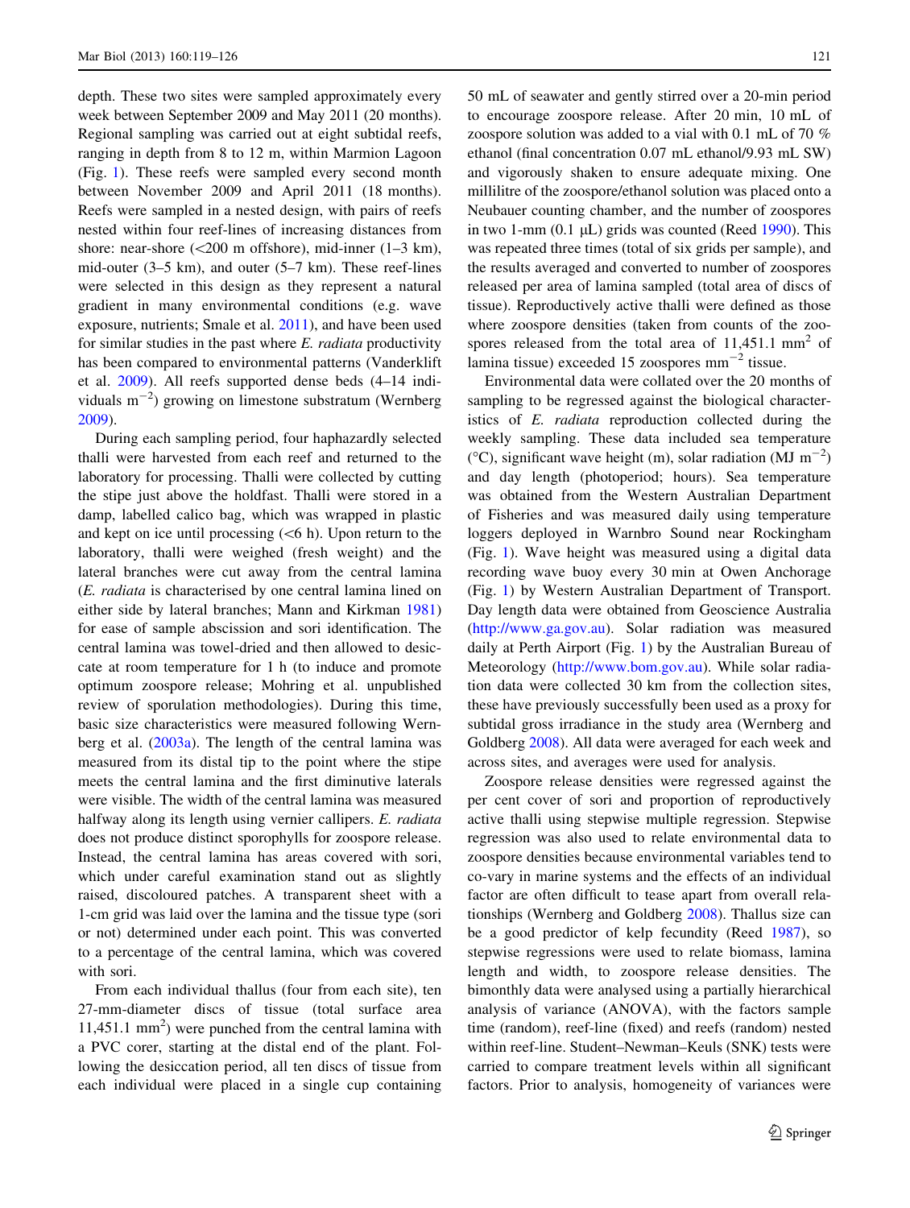depth. These two sites were sampled approximately every week between September 2009 and May 2011 (20 months). Regional sampling was carried out at eight subtidal reefs, ranging in depth from 8 to 12 m, within Marmion Lagoon (Fig. 1). These reefs were sampled every second month between November 2009 and April 2011 (18 months). Reefs were sampled in a nested design, with pairs of reefs nested within four reef-lines of increasing distances from shore: near-shore (<200 m offshore), mid-inner (1–3 km), mid-outer (3–5 km), and outer (5–7 km). These reef-lines were selected in this design as they represent a natural gradient in many environmental conditions (e.g. wave exposure, nutrients; Smale et al. 2011), and have been used for similar studies in the past where *E. radiata* productivity has been compared to environmental patterns (Vanderklift et al. 2009). All reefs supported dense beds (4–14 individuals $m^{-2}$) growing on limestone substratum (Wernberg 2009).

During each sampling period, four haphazardly selected thalli were harvested from each reef and returned to the laboratory for processing. Thalli were collected by cutting the stipe just above the holdfast. Thalli were stored in a damp, labelled calico bag, which was wrapped in plastic and kept on ice until processing (<6 h). Upon return to the laboratory, thalli were weighed (fresh weight) and the lateral branches were cut away from the central lamina (*E. radiata* is characterised by one central lamina lined on either side by lateral branches; Mann and Kirkman 1981) for ease of sample abscission and sori identification. The central lamina was towel-dried and then allowed to desiccate at room temperature for 1 h (to induce and promote optimum zoospore release; Mohring et al. unpublished review of sporulation methodologies). During this time, basic size characteristics were measured following Wernberg et al. (2003a). The length of the central lamina was measured from its distal tip to the point where the stipe meets the central lamina and the first diminutive laterals were visible. The width of the central lamina was measured halfway along its length using vernier callipers. *E. radiata* does not produce distinct sporophylls for zoospore release. Instead, the central lamina has areas covered with sori, which under careful examination stand out as slightly raised, discoloured patches. A transparent sheet with a 1-cm grid was laid over the lamina and the tissue type (sori or not) determined under each point. This was converted to a percentage of the central lamina, which was covered with sori.

From each individual thallus (four from each site), ten 27-mm-diameter discs of tissue (total surface area 11,451.1 $mm^2$) were punched from the central lamina with a PVC corer, starting at the distal end of the plant. Following the desiccation period, all ten discs of tissue from each individual were placed in a single cup containing 50 mL of seawater and gently stirred over a 20-min period to encourage zoospore release. After 20 min, 10 mL of zoospore solution was added to a vial with 0.1 mL of 70 % ethanol (final concentration 0.07 mL ethanol/9.93 mL SW) and vigorously shaken to ensure adequate mixing. One millilitre of the zoospore/ethanol solution was placed onto a Neubauer counting chamber, and the number of zoospores in two 1-mm (0.1 μL) grids was counted (Reed 1990). This was repeated three times (total of six grids per sample), and the results averaged and converted to number of zoospores released per area of lamina sampled (total area of discs of tissue). Reproductively active thalli were defined as those where zoospore densities (taken from counts of the zoospores released from the total area of 11,451.1 $mm^2$ of lamina tissue) exceeded 15 zoospores $mm^{-2}$ tissue.

Environmental data were collated over the 20 months of sampling to be regressed against the biological characteristics of *E. radiata* reproduction collected during the weekly sampling. These data included sea temperature (°C), significant wave height (m), solar radiation (MJ $m^{-2}$) and day length (photoperiod; hours). Sea temperature was obtained from the Western Australian Department of Fisheries and was measured daily using temperature loggers deployed in Warnbro Sound near Rockingham (Fig. 1). Wave height was measured using a digital data recording wave buoy every 30 min at Owen Anchorage (Fig. 1) by Western Australian Department of Transport. Day length data were obtained from Geoscience Australia (http://www.ga.gov.au). Solar radiation was measured daily at Perth Airport (Fig. 1) by the Australian Bureau of Meteorology (http://www.bom.gov.au). While solar radiation data were collected 30 km from the collection sites, these have previously successfully been used as a proxy for subtidal gross irradiance in the study area (Wernberg and Goldberg 2008). All data were averaged for each week and across sites, and averages were used for analysis.

Zoospore release densities were regressed against the per cent cover of sori and proportion of reproductively active thalli using stepwise multiple regression. Stepwise regression was also used to relate environmental data to zoospore densities because environmental variables tend to co-vary in marine systems and the effects of an individual factor are often difficult to tease apart from overall relationships (Wernberg and Goldberg 2008). Thallus size can be a good predictor of kelp fecundity (Reed 1987), so stepwise regressions were used to relate biomass, lamina length and width, to zoospore release densities. The bimonthly data were analysed using a partially hierarchical analysis of variance (ANOVA), with the factors sample time (random), reef-line (fixed) and reefs (random) nested within reef-line. Student–Newman–Keuls (SNK) tests were carried to compare treatment levels within all significant factors. Prior to analysis, homogeneity of variances were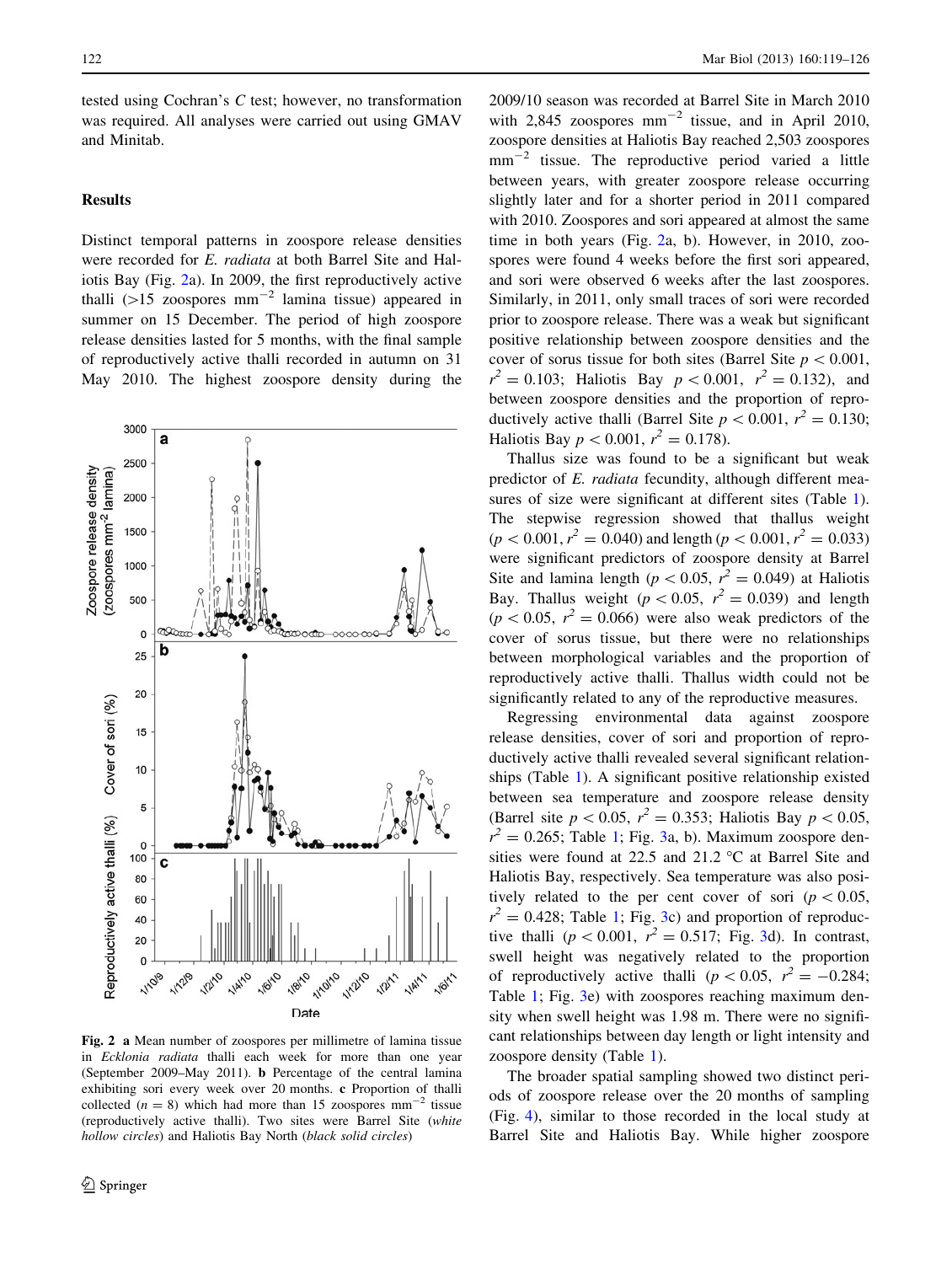tested using Cochran's *C* test; however, no transformation was required. All analyses were carried out using GMAV and Minitab.

## Results

Distinct temporal patterns in zoospore release densities were recorded for *E. radiata* at both Barrel Site and Haliotis Bay (Fig. 2a). In 2009, the first reproductively active thalli (>15 zoospores $mm^{-2}$ lamina tissue) appeared in summer on 15 December. The period of high zoospore release densities lasted for 5 months, with the final sample of reproductively active thalli recorded in autumn on 31 May 2010. The highest zoospore density during the 2009/10 season was recorded at Barrel Site in March 2010 with 2,845 zoospores $mm^{-2}$ tissue, and in April 2010, zoospore densities at Haliotis Bay reached 2,503 zoospores $mm^{-2}$ tissue. The reproductive period varied a little between years, with greater zoospore release occurring slightly later and for a shorter period in 2011 compared with 2010. Zoospores and sori appeared at almost the same time in both years (Fig. 2a, b). However, in 2010, zoospores were found 4 weeks before the first sori appeared, and sori were observed 6 weeks after the last zoospores. Similarly, in 2011, only small traces of sori were recorded prior to zoospore release. There was a weak but significant positive relationship between zoospore densities and the cover of sorus tissue for both sites (Barrel Site $p < 0.001$, $r^2 = 0.103$; Haliotis Bay $p < 0.001$, $r^2 = 0.132$), and between zoospore densities and the proportion of reproductively active thalli (Barrel Site $p < 0.001$, $r^2 = 0.130$; Haliotis Bay $p < 0.001$, $r^2 = 0.178$).

Fig. 2 **a** Mean number of zoospores per millimetre of lamina tissue in *Ecklonia radiata* thalli each week for more than one year (September 2009–May 2011). **b** Percentage of the central lamina exhibiting sori every week over 20 months. **c** Proportion of thalli collected ($n = 8$) which had more than 15 zoospores $mm^{-2}$ tissue (reproductively active thalli). Two sites were Barrel Site (*white hollow circles*) and Haliotis Bay North (*black solid circles*)

Thallus size was found to be a significant but weak predictor of *E. radiata* fecundity, although different measures of size were significant at different sites (Table 1). The stepwise regression showed that thallus weight ($p < 0.001$, $r^2 = 0.040$) and length ($p < 0.001$, $r^2 = 0.033$) were significant predictors of zoospore density at Barrel Site and lamina length ($p < 0.05$, $r^2 = 0.049$) at Haliotis Bay. Thallus weight ($p < 0.05$, $r^2 = 0.039$) and length ($p < 0.05$, $r^2 = 0.066$) were also weak predictors of the cover of sorus tissue, but there were no relationships between morphological variables and the proportion of reproductively active thalli. Thallus width could not be significantly related to any of the reproductive measures.

Regressing environmental data against zoospore release densities, cover of sori and proportion of reproductively active thalli revealed several significant relationships (Table 1). A significant positive relationship existed between sea temperature and zoospore release density (Barrel site $p < 0.05$, $r^2 = 0.353$; Haliotis Bay $p < 0.05$, $r^2 = 0.265$; Table 1; Fig. 3a, b). Maximum zoospore densities were found at 22.5 and 21.2 °C at Barrel Site and Haliotis Bay, respectively. Sea temperature was also positively related to the per cent cover of sori ($p < 0.05$, $r^2 = 0.428$; Table 1; Fig. 3c) and proportion of reproductive thalli ($p < 0.001$, $r^2 = 0.517$; Fig. 3d). In contrast, swell height was negatively related to the proportion of reproductively active thalli ($p < 0.05$, $r^2 = -0.284$; Table 1; Fig. 3e) with zoospores reaching maximum density when swell height was 1.98 m. There were no significant relationships between day length or light intensity and zoospore density (Table 1).

The broader spatial sampling showed two distinct periods of zoospore release over the 20 months of sampling (Fig. 4), similar to those recorded in the local study at Barrel Site and Haliotis Bay. While higher zoospore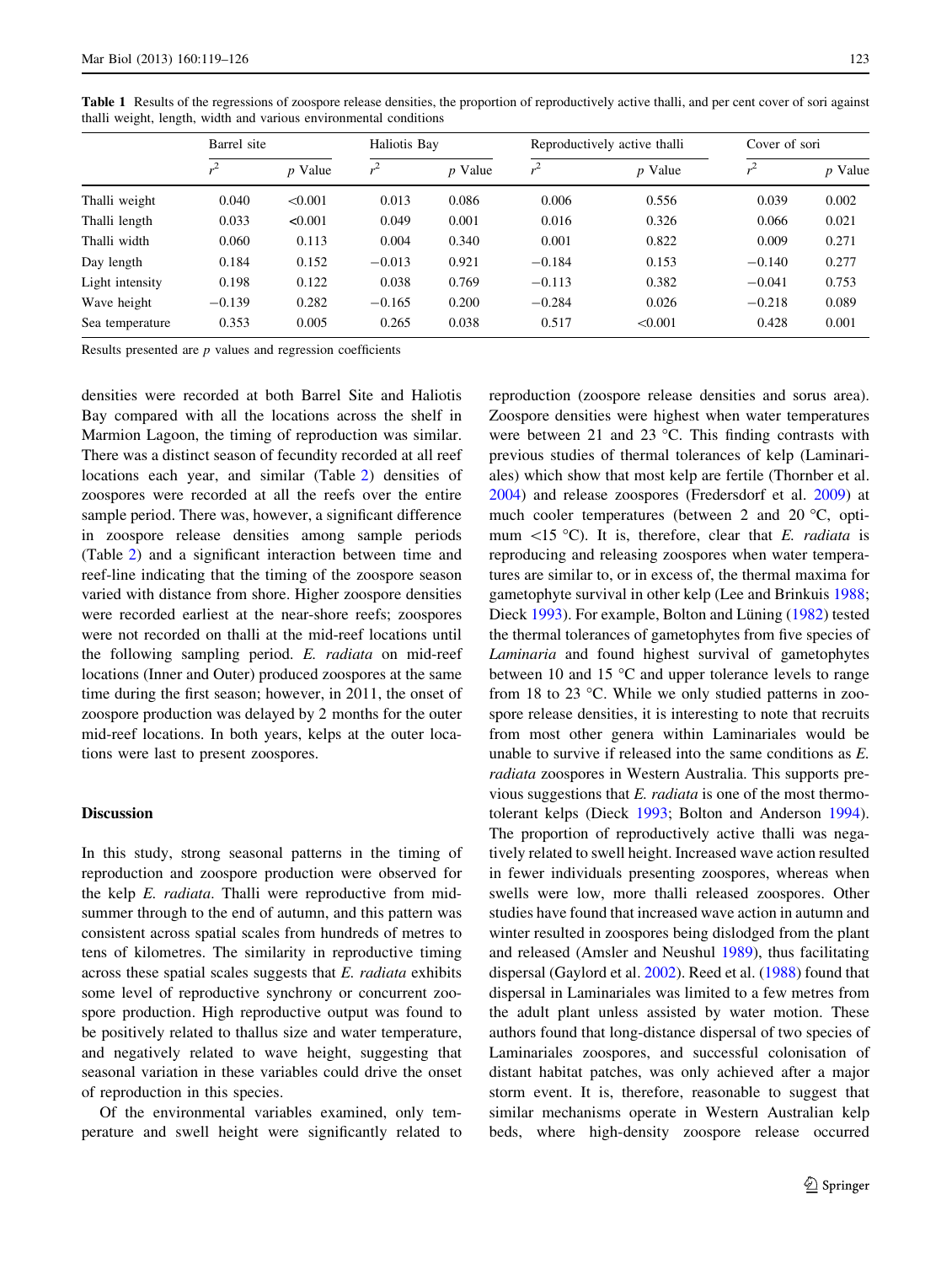**Table 1** Results of the regressions of zoospore release densities, the proportion of reproductively active thalli, and per cent cover of sori against thalli weight, length, width and various environmental conditions

| | Barrel site | | Haliotis Bay | | Reproductively active thalli | | Cover of sori | |
|---|---|---|---|---|---|---|---|---|
| | $r^2$ | $p$ Value | $r^2$ | $p$ Value | $r^2$ | $p$ Value | $r^2$ | $p$ Value |
| Thalli weight | 0.040 | <0.001 | 0.013 | 0.086 | 0.006 | 0.556 | 0.039 | 0.002 |
| Thalli length | 0.033 | <0.001 | 0.049 | 0.001 | 0.016 | 0.326 | 0.066 | 0.021 |
| Thalli width | 0.060 | 0.113 | 0.004 | 0.340 | 0.001 | 0.822 | 0.009 | 0.271 |
| Day length | 0.184 | 0.152 | −0.013 | 0.921 | −0.184 | 0.153 | −0.140 | 0.277 |
| Light intensity | 0.198 | 0.122 | 0.038 | 0.769 | −0.113 | 0.382 | −0.041 | 0.753 |
| Wave height | −0.139 | 0.282 | −0.165 | 0.200 | −0.284 | 0.026 | −0.218 | 0.089 |
| Sea temperature | 0.353 | 0.005 | 0.265 | 0.038 | 0.517 | <0.001 | 0.428 | 0.001 |

Results presented are $p$ values and regression coefficients

densities were recorded at both Barrel Site and Haliotis Bay compared with all the locations across the shelf in Marmion Lagoon, the timing of reproduction was similar. There was a distinct season of fecundity recorded at all reef locations each year, and similar (Table 2) densities of zoospores were recorded at all the reefs over the entire sample period. There was, however, a significant difference in zoospore release densities among sample periods (Table 2) and a significant interaction between time and reef-line indicating that the timing of the zoospore season varied with distance from shore. Higher zoospore densities were recorded earliest at the near-shore reefs; zoospores were not recorded on thalli at the mid-reef locations until the following sampling period. *E. radiata* on mid-reef locations (Inner and Outer) produced zoospores at the same time during the first season; however, in 2011, the onset of zoospore production was delayed by 2 months for the outer mid-reef locations. In both years, kelps at the outer locations were last to present zoospores.

## Discussion

In this study, strong seasonal patterns in the timing of reproduction and zoospore production were observed for the kelp *E. radiata*. Thalli were reproductive from mid-summer through to the end of autumn, and this pattern was consistent across spatial scales from hundreds of metres to tens of kilometres. The similarity in reproductive timing across these spatial scales suggests that *E. radiata* exhibits some level of reproductive synchrony or concurrent zoospore production. High reproductive output was found to be positively related to thallus size and water temperature, and negatively related to wave height, suggesting that seasonal variation in these variables could drive the onset of reproduction in this species.

Of the environmental variables examined, only temperature and swell height were significantly related to reproduction (zoospore release densities and sorus area). Zoospore densities were highest when water temperatures were between 21 and 23 °C. This finding contrasts with previous studies of thermal tolerances of kelp (Laminariales) which show that most kelp are fertile (Thornber et al. 2004) and release zoospores (Fredersdorf et al. 2009) at much cooler temperatures (between 2 and 20 °C, optimum <15 °C). It is, therefore, clear that *E. radiata* is reproducing and releasing zoospores when water temperatures are similar to, or in excess of, the thermal maxima for gametophyte survival in other kelp (Lee and Brinkuis 1988; Dieck 1993). For example, Bolton and Lüning (1982) tested the thermal tolerances of gametophytes from five species of *Laminaria* and found highest survival of gametophytes between 10 and 15 °C and upper tolerance levels to range from 18 to 23 °C. While we only studied patterns in zoospore release densities, it is interesting to note that recruits from most other genera within Laminariales would be unable to survive if released into the same conditions as *E. radiata* zoospores in Western Australia. This supports previous suggestions that *E. radiata* is one of the most thermotolerant kelps (Dieck 1993; Bolton and Anderson 1994). The proportion of reproductively active thalli was negatively related to swell height. Increased wave action resulted in fewer individuals presenting zoospores, whereas when swells were low, more thalli released zoospores. Other studies have found that increased wave action in autumn and winter resulted in zoospores being dislodged from the plant and released (Amsler and Neushul 1989), thus facilitating dispersal (Gaylord et al. 2002). Reed et al. (1988) found that dispersal in Laminariales was limited to a few metres from the adult plant unless assisted by water motion. These authors found that long-distance dispersal of two species of Laminariales zoospores, and successful colonisation of distant habitat patches, was only achieved after a major storm event. It is, therefore, reasonable to suggest that similar mechanisms operate in Western Australian kelp beds, where high-density zoospore release occurred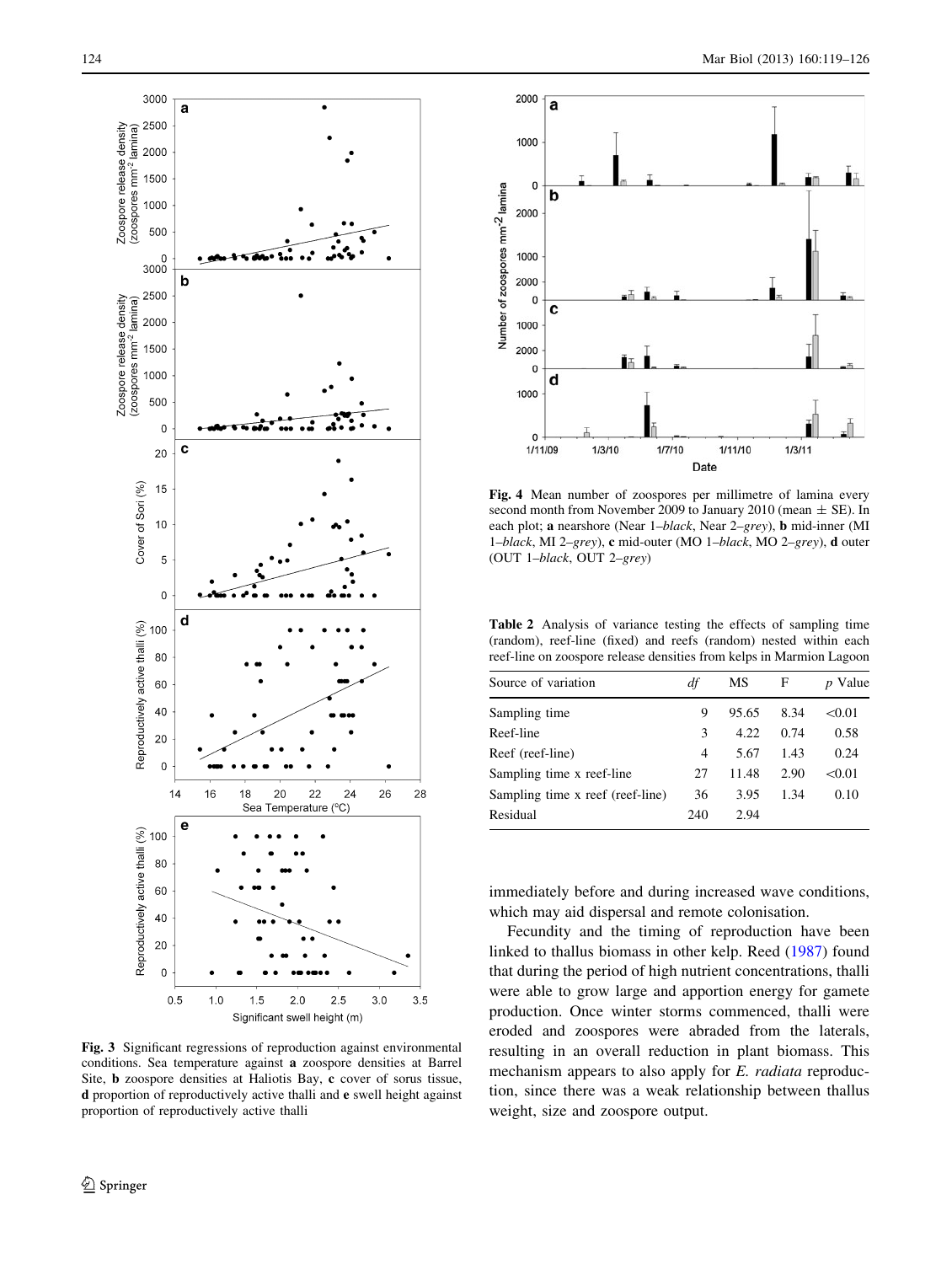Fig. 3 Significant regressions of reproduction against environmental conditions. Sea temperature against **a** zoospore densities at Barrel Site, **b** zoospore densities at Haliotis Bay, **c** cover of sorus tissue, **d** proportion of reproductively active thalli and **e** swell height against proportion of reproductively active thalli

Fig. 4 Mean number of zoospores per millimetre of lamina every second month from November 2009 to January 2010 (mean ± SE). In each plot; **a** nearshore (Near 1–*black*, Near 2–*grey*), **b** mid-inner (MI 1–*black*, MI 2–*grey*), **c** mid-outer (MO 1–*black*, MO 2–*grey*), **d** outer (OUT 1–*black*, OUT 2–*grey*)

**Table 2** Analysis of variance testing the effects of sampling time (random), reef-line (fixed) and reefs (random) nested within each reef-line on zoospore release densities from kelps in Marmion Lagoon

| Source of variation | *df* | MS | F | *p* Value |
|---|---|---|---|---|
| Sampling time | 9 | 95.65 | 8.34 | <0.01 |
| Reef-line | 3 | 4.22 | 0.74 | 0.58 |
| Reef (reef-line) | 4 | 5.67 | 1.43 | 0.24 |
| Sampling time x reef-line | 27 | 11.48 | 2.90 | <0.01 |
| Sampling time x reef (reef-line) | 36 | 3.95 | 1.34 | 0.10 |
| Residual | 240 | 2.94 | | |

immediately before and during increased wave conditions, which may aid dispersal and remote colonisation.

Fecundity and the timing of reproduction have been linked to thallus biomass in other kelp. Reed (1987) found that during the period of high nutrient concentrations, thalli were able to grow large and apportion energy for gamete production. Once winter storms commenced, thalli were eroded and zoospores were abraded from the laterals, resulting in an overall reduction in plant biomass. This mechanism appears to also apply for *E. radiata* reproduction, since there was a weak relationship between thallus weight, size and zoospore output.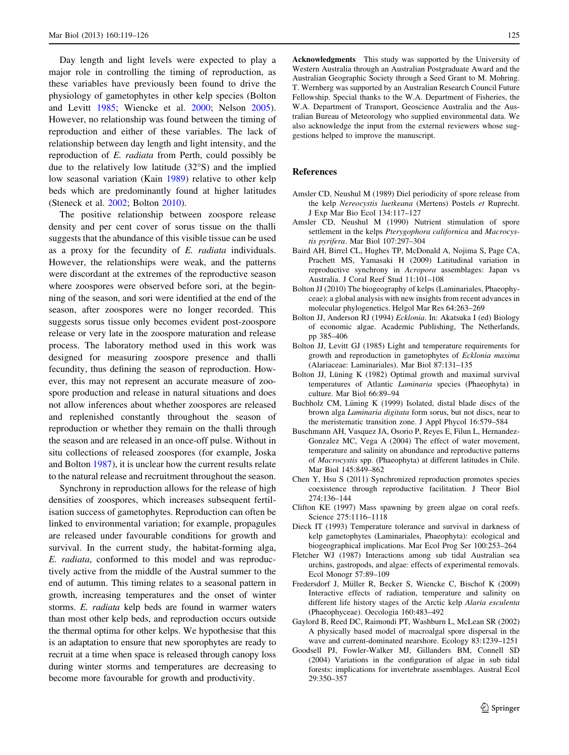Day length and light levels were expected to play a major role in controlling the timing of reproduction, as these variables have previously been found to drive the physiology of gametophytes in other kelp species (Bolton and Levitt 1985; Wiencke et al. 2000; Nelson 2005). However, no relationship was found between the timing of reproduction and either of these variables. The lack of relationship between day length and light intensity, and the reproduction of *E. radiata* from Perth, could possibly be due to the relatively low latitude (32°S) and the implied low seasonal variation (Kain 1989) relative to other kelp beds which are predominantly found at higher latitudes (Steneck et al. 2002; Bolton 2010).

The positive relationship between zoospore release density and per cent cover of sorus tissue on the thalli suggests that the abundance of this visible tissue can be used as a proxy for the fecundity of *E. radiata* individuals. However, the relationships were weak, and the patterns were discordant at the extremes of the reproductive season where zoospores were observed before sori, at the beginning of the season, and sori were identified at the end of the season, after zoospores were no longer recorded. This suggests sorus tissue only becomes evident post-zoospore release or very late in the zoospore maturation and release process. The laboratory method used in this work was designed for measuring zoospore presence and thalli fecundity, thus defining the season of reproduction. However, this may not represent an accurate measure of zoospore production and release in natural situations and does not allow inferences about whether zoospores are released and replenished constantly throughout the season of reproduction or whether they remain on the thalli through the season and are released in an once-off pulse. Without in situ collections of released zoospores (for example, Joska and Bolton 1987), it is unclear how the current results relate to the natural release and recruitment throughout the season.

Synchrony in reproduction allows for the release of high densities of zoospores, which increases subsequent fertilisation success of gametophytes. Reproduction can often be linked to environmental variation; for example, propagules are released under favourable conditions for growth and survival. In the current study, the habitat-forming alga, *E. radiata*, conformed to this model and was reproductively active from the middle of the Austral summer to the end of autumn. This timing relates to a seasonal pattern in growth, increasing temperatures and the onset of winter storms. *E. radiata* kelp beds are found in warmer waters than most other kelp beds, and reproduction occurs outside the thermal optima for other kelps. We hypothesise that this is an adaptation to ensure that new sporophytes are ready to recruit at a time when space is released through canopy loss during winter storms and temperatures are decreasing to become more favourable for growth and productivity.

**Acknowledgments** This study was supported by the University of Western Australia through an Australian Postgraduate Award and the Australian Geographic Society through a Seed Grant to M. Mohring. T. Wernberg was supported by an Australian Research Council Future Fellowship. Special thanks to the W.A. Department of Fisheries, the W.A. Department of Transport, Geoscience Australia and the Australian Bureau of Meteorology who supplied environmental data. We also acknowledge the input from the external reviewers whose suggestions helped to improve the manuscript.

## References

Amsler CD, Neushul M (1989) Diel periodicity of spore release from the kelp *Nereocystis luetkeana* (Mertens) Postels *et* Ruprecht. J Exp Mar Bio Ecol 134:117–127

Amsler CD, Neushul M (1990) Nutrient stimulation of spore settlement in the kelps *Pterygophora californica* and *Macrocystis pyrifera*. Mar Biol 107:297–304

Baird AH, Birrel CL, Hughes TP, McDonald A, Nojima S, Page CA, Prachett MS, Yamasaki H (2009) Latitudinal variation in reproductive synchrony in *Acropora* assemblages: Japan vs Australia. J Coral Reef Stud 11:101–108

Bolton JJ (2010) The biogeography of kelps (Laminariales, Phaeophyceae): a global analysis with new insights from recent advances in molecular phylogenetics. Helgol Mar Res 64:263–269

Bolton JJ, Anderson RJ (1994) *Ecklonia*. In: Akatsuka I (ed) Biology of economic algae. Academic Publishing, The Netherlands, pp 385–406

Bolton JJ, Levitt GJ (1985) Light and temperature requirements for growth and reproduction in gametophytes of *Ecklonia maxima* (Alariaceae: Laminariales). Mar Biol 87:131–135

Bolton JJ, Lüning K (1982) Optimal growth and maximal survival temperatures of Atlantic *Laminaria* species (Phaeophyta) in culture. Mar Biol 66:89–94

Buchholz CM, Lüning K (1999) Isolated, distal blade discs of the brown alga *Laminaria digitata* form sorus, but not discs, near to the meristematic transition zone. J Appl Phycol 16:579–584

Buschmann AH, Vasquez JA, Osorio P, Reyes E, Filun L, Hernandez-Gonzalez MC, Vega A (2004) The effect of water movement, temperature and salinity on abundance and reproductive patterns of *Macrocystis* spp. (Phaeophyta) at different latitudes in Chile. Mar Biol 145:849–862

Chen Y, Hsu S (2011) Synchronized reproduction promotes species coexistence through reproductive facilitation. J Theor Biol 274:136–144

Clifton KE (1997) Mass spawning by green algae on coral reefs. Science 275:1116–1118

Dieck IT (1993) Temperature tolerance and survival in darkness of kelp gametophytes (Laminariales, Phaeophyta): ecological and biogeographical implications. Mar Ecol Prog Ser 100:253–264

Fletcher WJ (1987) Interactions among sub tidal Australian sea urchins, gastropods, and algae: effects of experimental removals. Ecol Monogr 57:89–109

Fredersdorf J, Müller R, Becker S, Wiencke C, Bischof K (2009) Interactive effects of radiation, temperature and salinity on different life history stages of the Arctic kelp *Alaria esculenta* (Phaeophyceae). Oecologia 160:483–492

Gaylord B, Reed DC, Raimondi PT, Washburn L, McLean SR (2002) A physically based model of macroalgal spore dispersal in the wave and current-dominated nearshore. Ecology 83:1239–1251

Goodsell PJ, Fowler-Walker MJ, Gillanders BM, Connell SD (2004) Variations in the configuration of algae in sub tidal forests: implications for invertebrate assemblages. Austral Ecol 29:350–357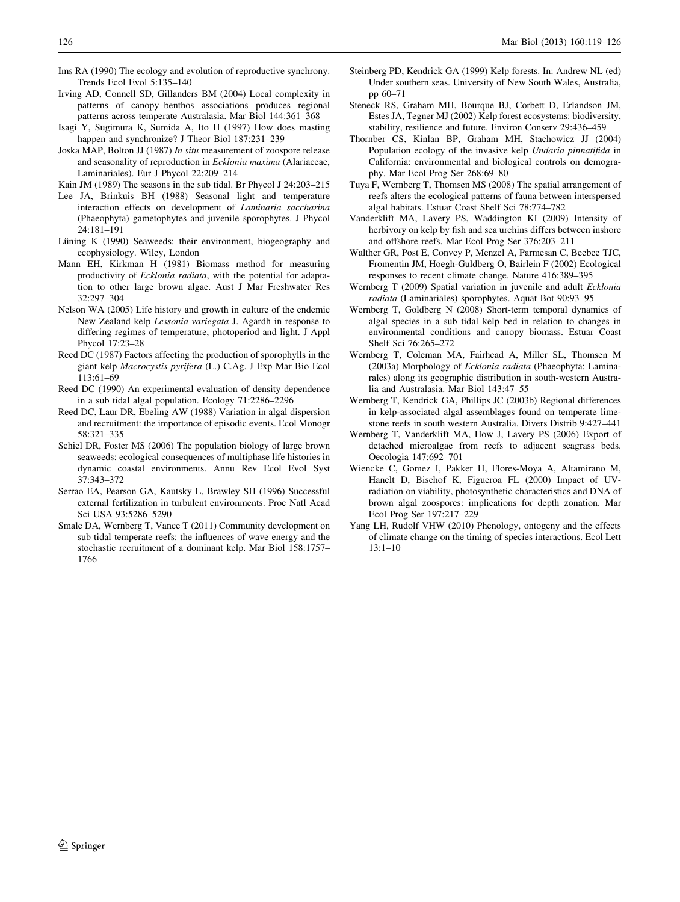Ims RA (1990) The ecology and evolution of reproductive synchrony. Trends Ecol Evol 5:135–140

Irving AD, Connell SD, Gillanders BM (2004) Local complexity in patterns of canopy–benthos associations produces regional patterns across temperate Australasia. Mar Biol 144:361–368

Isagi Y, Sugimura K, Sumida A, Ito H (1997) How does masting happen and synchronize? J Theor Biol 187:231–239

Joska MAP, Bolton JJ (1987) *In situ* measurement of zoospore release and seasonality of reproduction in *Ecklonia maxima* (Alariaceae, Laminariales). Eur J Phycol 22:209–214

Kain JM (1989) The seasons in the sub tidal. Br Phycol J 24:203–215

Lee JA, Brinkuis BH (1988) Seasonal light and temperature interaction effects on development of *Laminaria saccharina* (Phaeophyta) gametophytes and juvenile sporophytes. J Phycol 24:181–191

Lüning K (1990) Seaweeds: their environment, biogeography and ecophysiology. Wiley, London

Mann EH, Kirkman H (1981) Biomass method for measuring productivity of *Ecklonia radiata*, with the potential for adaptation to other large brown algae. Aust J Mar Freshwater Res 32:297–304

Nelson WA (2005) Life history and growth in culture of the endemic New Zealand kelp *Lessonia variegata* J. Agardh in response to differing regimes of temperature, photoperiod and light. J Appl Phycol 17:23–28

Reed DC (1987) Factors affecting the production of sporophylls in the giant kelp *Macrocystis pyrifera* (L.) C.Ag. J Exp Mar Bio Ecol 113:61–69

Reed DC (1990) An experimental evaluation of density dependence in a sub tidal algal population. Ecology 71:2286–2296

Reed DC, Laur DR, Ebeling AW (1988) Variation in algal dispersion and recruitment: the importance of episodic events. Ecol Monogr 58:321–335

Schiel DR, Foster MS (2006) The population biology of large brown seaweeds: ecological consequences of multiphase life histories in dynamic coastal environments. Annu Rev Ecol Evol Syst 37:343–372

Serrao EA, Pearson GA, Kautsky L, Brawley SH (1996) Successful external fertilization in turbulent environments. Proc Natl Acad Sci USA 93:5286–5290

Smale DA, Wernberg T, Vance T (2011) Community development on sub tidal temperate reefs: the influences of wave energy and the stochastic recruitment of a dominant kelp. Mar Biol 158:1757–1766

Steinberg PD, Kendrick GA (1999) Kelp forests. In: Andrew NL (ed) Under southern seas. University of New South Wales, Australia, pp 60–71

Steneck RS, Graham MH, Bourque BJ, Corbett D, Erlandson JM, Estes JA, Tegner MJ (2002) Kelp forest ecosystems: biodiversity, stability, resilience and future. Environ Conserv 29:436–459

Thornber CS, Kinlan BP, Graham MH, Stachowicz JJ (2004) Population ecology of the invasive kelp *Undaria pinnatifida* in California: environmental and biological controls on demography. Mar Ecol Prog Ser 268:69–80

Tuya F, Wernberg T, Thomsen MS (2008) The spatial arrangement of reefs alters the ecological patterns of fauna between interspersed algal habitats. Estuar Coast Shelf Sci 78:774–782

Vanderklift MA, Lavery PS, Waddington KI (2009) Intensity of herbivory on kelp by fish and sea urchins differs between inshore and offshore reefs. Mar Ecol Prog Ser 376:203–211

Walther GR, Post E, Convey P, Menzel A, Parmesan C, Beebee TJC, Fromentin JM, Hoegh-Guldberg O, Bairlein F (2002) Ecological responses to recent climate change. Nature 416:389–395

Wernberg T (2009) Spatial variation in juvenile and adult *Ecklonia radiata* (Laminariales) sporophytes. Aquat Bot 90:93–95

Wernberg T, Goldberg N (2008) Short-term temporal dynamics of algal species in a sub tidal kelp bed in relation to changes in environmental conditions and canopy biomass. Estuar Coast Shelf Sci 76:265–272

Wernberg T, Coleman MA, Fairhead A, Miller SL, Thomsen M (2003a) Morphology of *Ecklonia radiata* (Phaeophyta: Laminarales) along its geographic distribution in south-western Australia and Australasia. Mar Biol 143:47–55

Wernberg T, Kendrick GA, Phillips JC (2003b) Regional differences in kelp-associated algal assemblages found on temperate limestone reefs in south western Australia. Divers Distrib 9:427–441

Wernberg T, Vanderklift MA, How J, Lavery PS (2006) Export of detached microalgae from reefs to adjacent seagrass beds. Oecologia 147:692–701

Wiencke C, Gomez I, Pakker H, Flores-Moya A, Altamirano M, Hanelt D, Bischof K, Figueroa FL (2000) Impact of UV-radiation on viability, photosynthetic characteristics and DNA of brown algal zoospores: implications for depth zonation. Mar Ecol Prog Ser 197:217–229

Yang LH, Rudolf VHW (2010) Phenology, ontogeny and the effects of climate change on the timing of species interactions. Ecol Lett 13:1–10